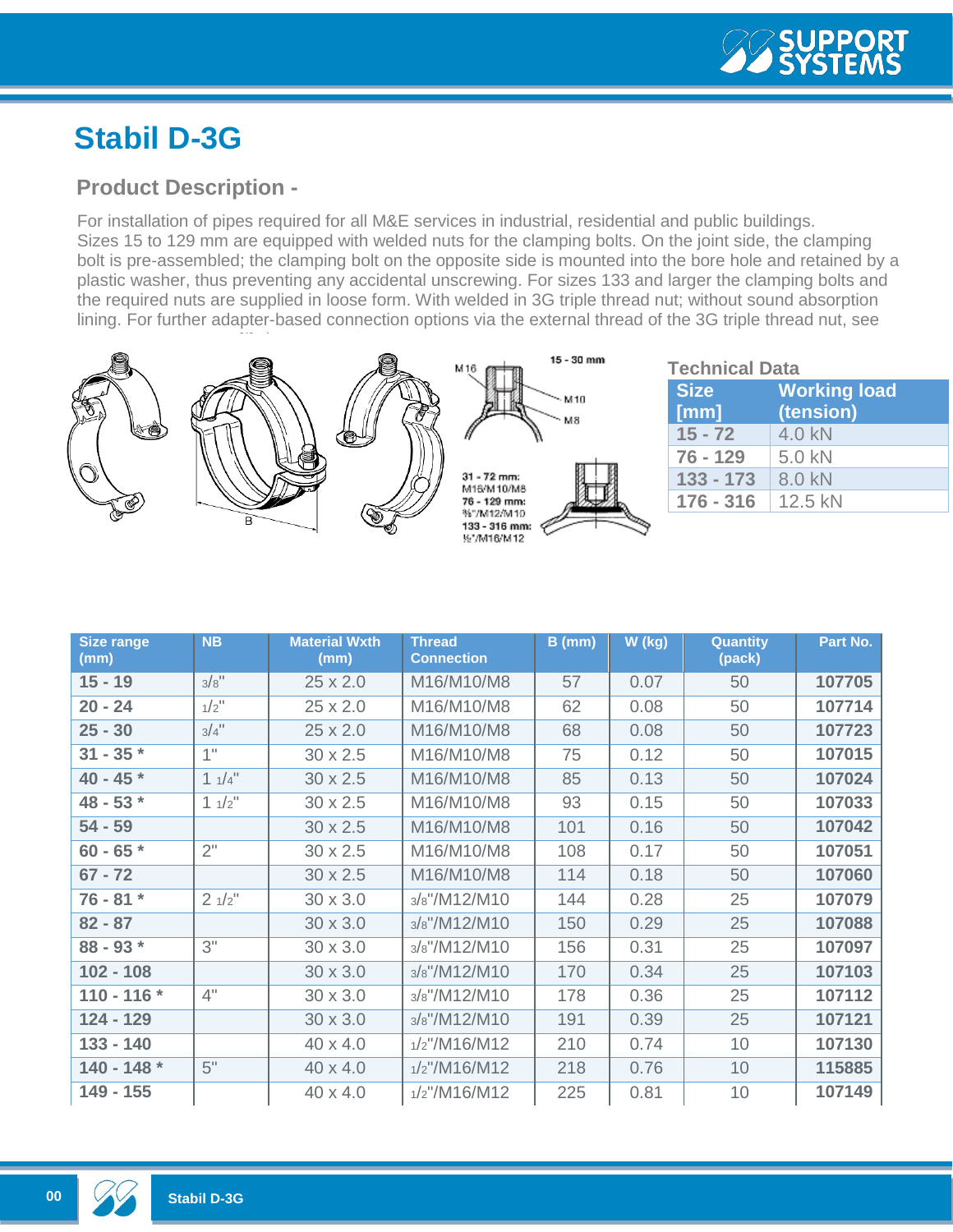# Stabil D-3G

## Product Description -

For installation of pipes required for all M&E services in industrial, residential and public buildings.
Sizes 15 to 129 mm are equipped with welded nuts for the clamping bolts. On the joint side, the clamping bolt is pre-assembled; the clamping bolt on the opposite side is mounted into the bore hole and retained by a plastic washer, thus preventing any accidental unscrewing. For sizes 133 and larger the clamping bolts and the required nuts are supplied in loose form. With welded in 3G triple thread nut; without sound absorption lining. For further adapter-based connection options via the external thread of the 3G triple thread nut, see

M16
15 - 30 mm
M10
M8
B
31 - 72 mm:
M16/M10/M8
76 - 129 mm:
⅜"/M12/M10
133 - 316 mm:
½"/M16/M12

### Technical Data

| Size [mm] | Working load (tension) |
|---|---|
| 15 - 72 | 4.0 kN |
| 76 - 129 | 5.0 kN |
| 133 - 173 | 8.0 kN |
| 176 - 316 | 12.5 kN |

| Size range (mm) | NB | Material Wxth (mm) | Thread Connection | B (mm) | W (kg) | Quantity (pack) | Part No. |
|---|---|---|---|---|---|---|---|
| **15 - 19** | 3/8" | 25 x 2.0 | M16/M10/M8 | 57 | 0.07 | 50 | **107705** |
| **20 - 24** | 1/2" | 25 x 2.0 | M16/M10/M8 | 62 | 0.08 | 50 | **107714** |
| **25 - 30** | 3/4" | 25 x 2.0 | M16/M10/M8 | 68 | 0.08 | 50 | **107723** |
| **31 - 35 *** | 1" | 30 x 2.5 | M16/M10/M8 | 75 | 0.12 | 50 | **107015** |
| **40 - 45 *** | 1 1/4" | 30 x 2.5 | M16/M10/M8 | 85 | 0.13 | 50 | **107024** |
| **48 - 53 *** | 1 1/2" | 30 x 2.5 | M16/M10/M8 | 93 | 0.15 | 50 | **107033** |
| **54 - 59** | | 30 x 2.5 | M16/M10/M8 | 101 | 0.16 | 50 | **107042** |
| **60 - 65 *** | 2" | 30 x 2.5 | M16/M10/M8 | 108 | 0.17 | 50 | **107051** |
| **67 - 72** | | 30 x 2.5 | M16/M10/M8 | 114 | 0.18 | 50 | **107060** |
| **76 - 81 *** | 2 1/2" | 30 x 3.0 | 3/8"/M12/M10 | 144 | 0.28 | 25 | **107079** |
| **82 - 87** | | 30 x 3.0 | 3/8"/M12/M10 | 150 | 0.29 | 25 | **107088** |
| **88 - 93 *** | 3" | 30 x 3.0 | 3/8"/M12/M10 | 156 | 0.31 | 25 | **107097** |
| **102 - 108** | | 30 x 3.0 | 3/8"/M12/M10 | 170 | 0.34 | 25 | **107103** |
| **110 - 116 *** | 4" | 30 x 3.0 | 3/8"/M12/M10 | 178 | 0.36 | 25 | **107112** |
| **124 - 129** | | 30 x 3.0 | 3/8"/M12/M10 | 191 | 0.39 | 25 | **107121** |
| **133 - 140** | | 40 x 4.0 | 1/2"/M16/M12 | 210 | 0.74 | 10 | **107130** |
| **140 - 148 *** | 5" | 40 x 4.0 | 1/2"/M16/M12 | 218 | 0.76 | 10 | **115885** |
| **149 - 155** | | 40 x 4.0 | 1/2"/M16/M12 | 225 | 0.81 | 10 | **107149** |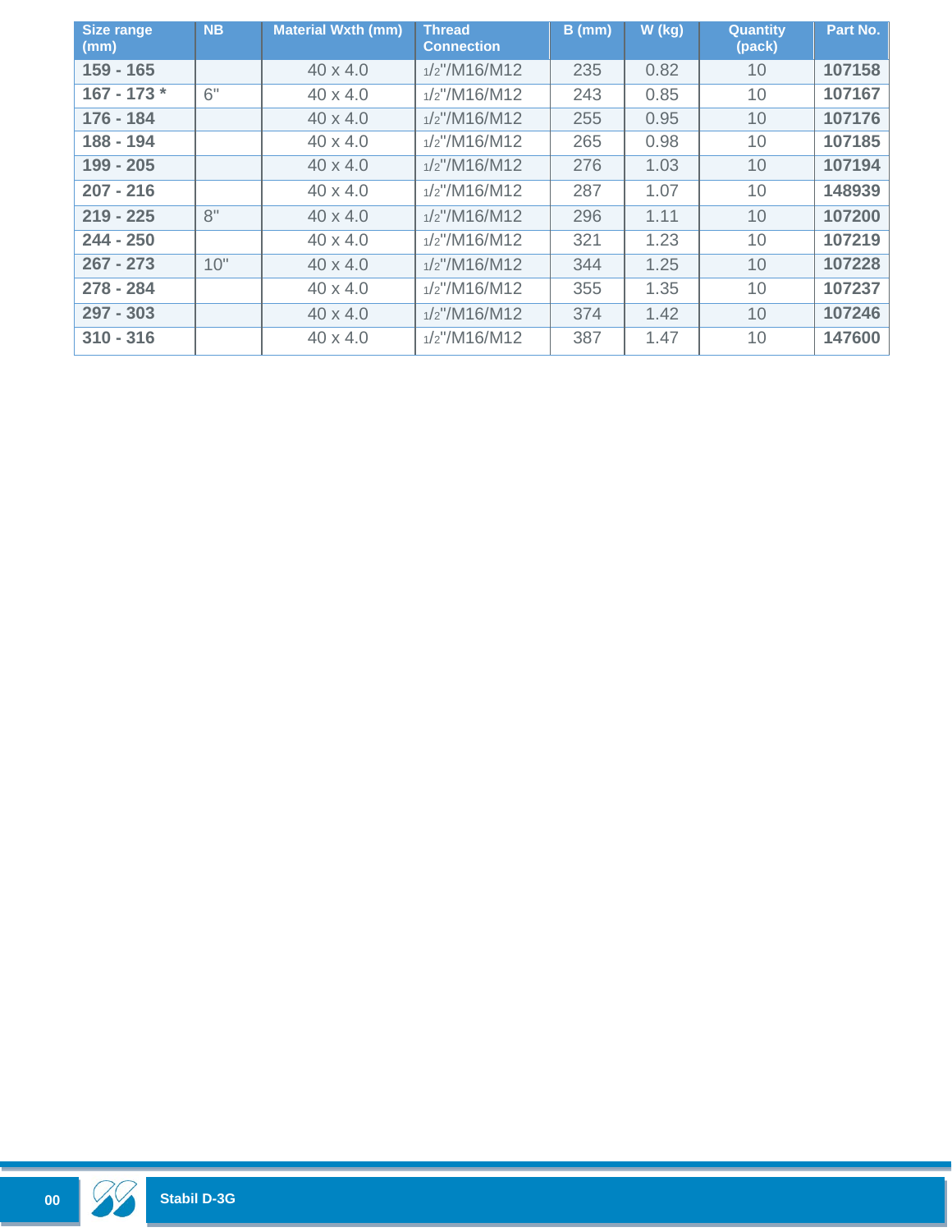| Size range (mm) | NB | Material Wxth (mm) | Thread Connection | B (mm) | W (kg) | Quantity (pack) | Part No. |
|---|---|---|---|---|---|---|---|
| **159 - 165** | | 40 x 4.0 | 1/2"/M16/M12 | 235 | 0.82 | 10 | **107158** |
| **167 - 173 *** | 6" | 40 x 4.0 | 1/2"/M16/M12 | 243 | 0.85 | 10 | **107167** |
| **176 - 184** | | 40 x 4.0 | 1/2"/M16/M12 | 255 | 0.95 | 10 | **107176** |
| **188 - 194** | | 40 x 4.0 | 1/2"/M16/M12 | 265 | 0.98 | 10 | **107185** |
| **199 - 205** | | 40 x 4.0 | 1/2"/M16/M12 | 276 | 1.03 | 10 | **107194** |
| **207 - 216** | | 40 x 4.0 | 1/2"/M16/M12 | 287 | 1.07 | 10 | **148939** |
| **219 - 225** | 8" | 40 x 4.0 | 1/2"/M16/M12 | 296 | 1.11 | 10 | **107200** |
| **244 - 250** | | 40 x 4.0 | 1/2"/M16/M12 | 321 | 1.23 | 10 | **107219** |
| **267 - 273** | 10" | 40 x 4.0 | 1/2"/M16/M12 | 344 | 1.25 | 10 | **107228** |
| **278 - 284** | | 40 x 4.0 | 1/2"/M16/M12 | 355 | 1.35 | 10 | **107237** |
| **297 - 303** | | 40 x 4.0 | 1/2"/M16/M12 | 374 | 1.42 | 10 | **107246** |
| **310 - 316** | | 40 x 4.0 | 1/2"/M16/M12 | 387 | 1.47 | 10 | **147600** |